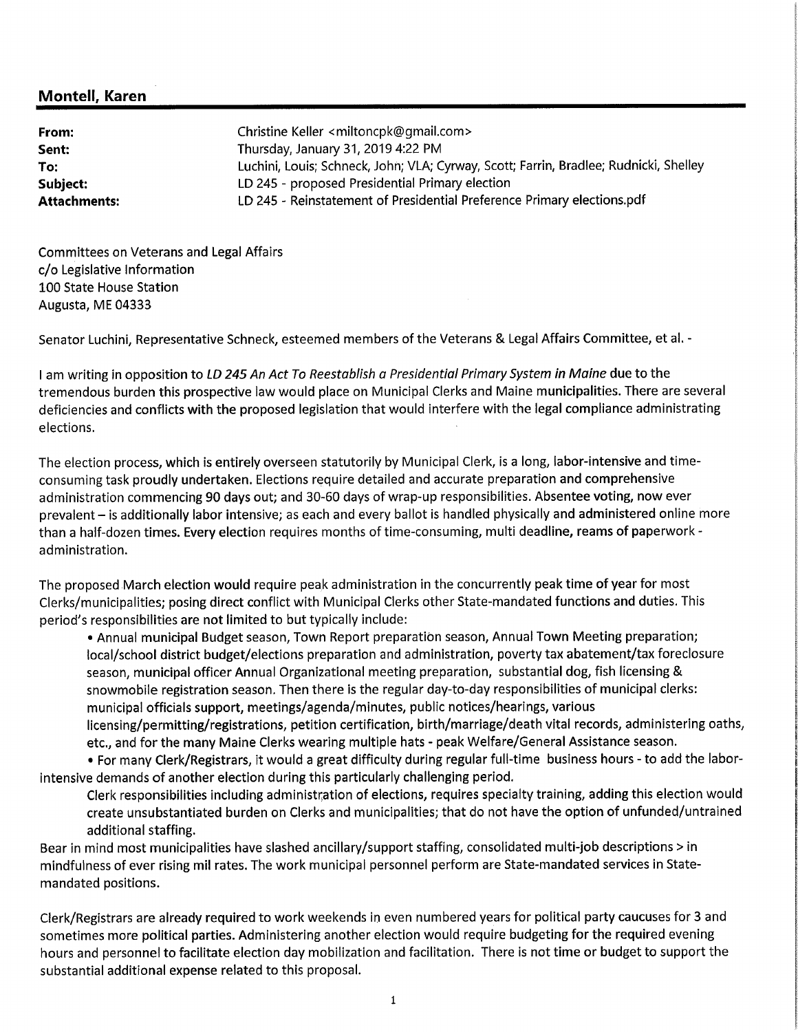## Montell, Karen

| | |
|---|---|
| **From:** | Christine Keller <miltoncpk@gmail.com> |
| **Sent:** | Thursday, January 31, 2019 4:22 PM |
| **To:** | Luchini, Louis; Schneck, John; VLA; Cyrway, Scott; Farrin, Bradlee; Rudnicki, Shelley |
| **Subject:** | LD 245 - proposed Presidential Primary election |
| **Attachments:** | LD 245 - Reinstatement of Presidential Preference Primary elections.pdf |

Committees on Veterans and Legal Affairs
c/o Legislative Information
100 State House Station
Augusta, ME 04333

Senator Luchini, Representative Schneck, esteemed members of the Veterans & Legal Affairs Committee, et al. -

I am writing in opposition to *LD 245 An Act To Reestablish a Presidential Primary System in Maine* due to the tremendous burden this prospective law would place on Municipal Clerks and Maine municipalities. There are several deficiencies and conflicts with the proposed legislation that would interfere with the legal compliance administrating elections.

The election process, which is entirely overseen statutorily by Municipal Clerk, is a long, labor-intensive and time-consuming task proudly undertaken. Elections require detailed and accurate preparation and comprehensive administration commencing 90 days out; and 30-60 days of wrap-up responsibilities. Absentee voting, now ever prevalent – is additionally labor intensive; as each and every ballot is handled physically and administered online more than a half-dozen times. Every election requires months of time-consuming, multi deadline, reams of paperwork - administration.

The proposed March election would require peak administration in the concurrently peak time of year for most Clerks/municipalities; posing direct conflict with Municipal Clerks other State-mandated functions and duties. This period's responsibilities are not limited to but typically include:

- Annual municipal Budget season, Town Report preparation season, Annual Town Meeting preparation; local/school district budget/elections preparation and administration, poverty tax abatement/tax foreclosure season, municipal officer Annual Organizational meeting preparation, substantial dog, fish licensing & snowmobile registration season. Then there is the regular day-to-day responsibilities of municipal clerks: municipal officials support, meetings/agenda/minutes, public notices/hearings, various licensing/permitting/registrations, petition certification, birth/marriage/death vital records, administering oaths, etc., and for the many Maine Clerks wearing multiple hats - peak Welfare/General Assistance season.
- For many Clerk/Registrars, it would a great difficulty during regular full-time business hours - to add the labor-intensive demands of another election during this particularly challenging period.

  Clerk responsibilities including administration of elections, requires specialty training, adding this election would create unsubstantiated burden on Clerks and municipalities; that do not have the option of unfunded/untrained additional staffing.

Bear in mind most municipalities have slashed ancillary/support staffing, consolidated multi-job descriptions > in mindfulness of ever rising mil rates. The work municipal personnel perform are State-mandated services in State-mandated positions.

Clerk/Registrars are already required to work weekends in even numbered years for political party caucuses for 3 and sometimes more political parties. Administering another election would require budgeting for the required evening hours and personnel to facilitate election day mobilization and facilitation. There is not time or budget to support the substantial additional expense related to this proposal.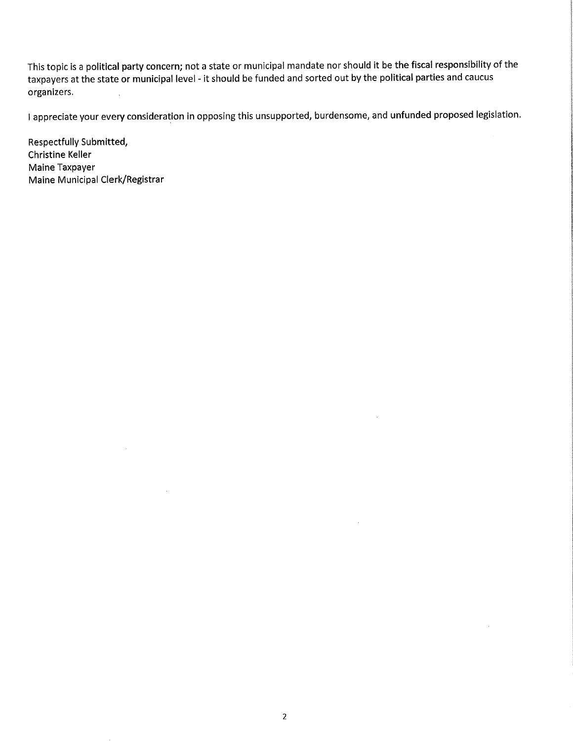This topic is a political party concern; not a state or municipal mandate nor should it be the fiscal responsibility of the taxpayers at the state or municipal level - it should be funded and sorted out by the political parties and caucus organizers.

I appreciate your every consideration in opposing this unsupported, burdensome, and unfunded proposed legislation.

Respectfully Submitted,
Christine Keller
Maine Taxpayer
Maine Municipal Clerk/Registrar